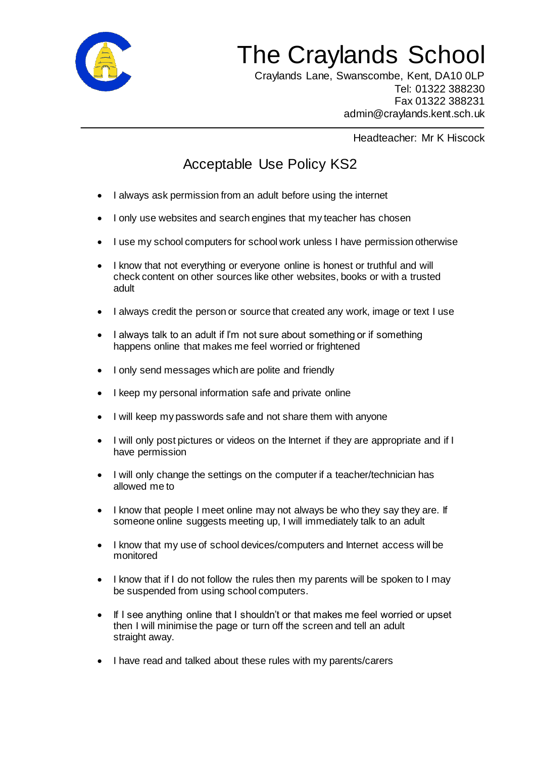# The Craylands School

Craylands Lane, Swanscombe, Kent, DA10 0LP
Tel: 01322 388230
Fax 01322 388231
admin@craylands.kent.sch.uk

Headteacher: Mr K Hiscock

## Acceptable Use Policy KS2

- I always ask permission from an adult before using the internet
- I only use websites and search engines that my teacher has chosen
- I use my school computers for school work unless I have permission otherwise
- I know that not everything or everyone online is honest or truthful and will check content on other sources like other websites, books or with a trusted adult
- I always credit the person or source that created any work, image or text I use
- I always talk to an adult if I'm not sure about something or if something happens online that makes me feel worried or frightened
- I only send messages which are polite and friendly
- I keep my personal information safe and private online
- I will keep my passwords safe and not share them with anyone
- I will only post pictures or videos on the Internet if they are appropriate and if I have permission
- I will only change the settings on the computer if a teacher/technician has allowed me to
- I know that people I meet online may not always be who they say they are. If someone online suggests meeting up, I will immediately talk to an adult
- I know that my use of school devices/computers and Internet access will be monitored
- I know that if I do not follow the rules then my parents will be spoken to I may be suspended from using school computers.
- If I see anything online that I shouldn't or that makes me feel worried or upset then I will minimise the page or turn off the screen and tell an adult straight away.
- I have read and talked about these rules with my parents/carers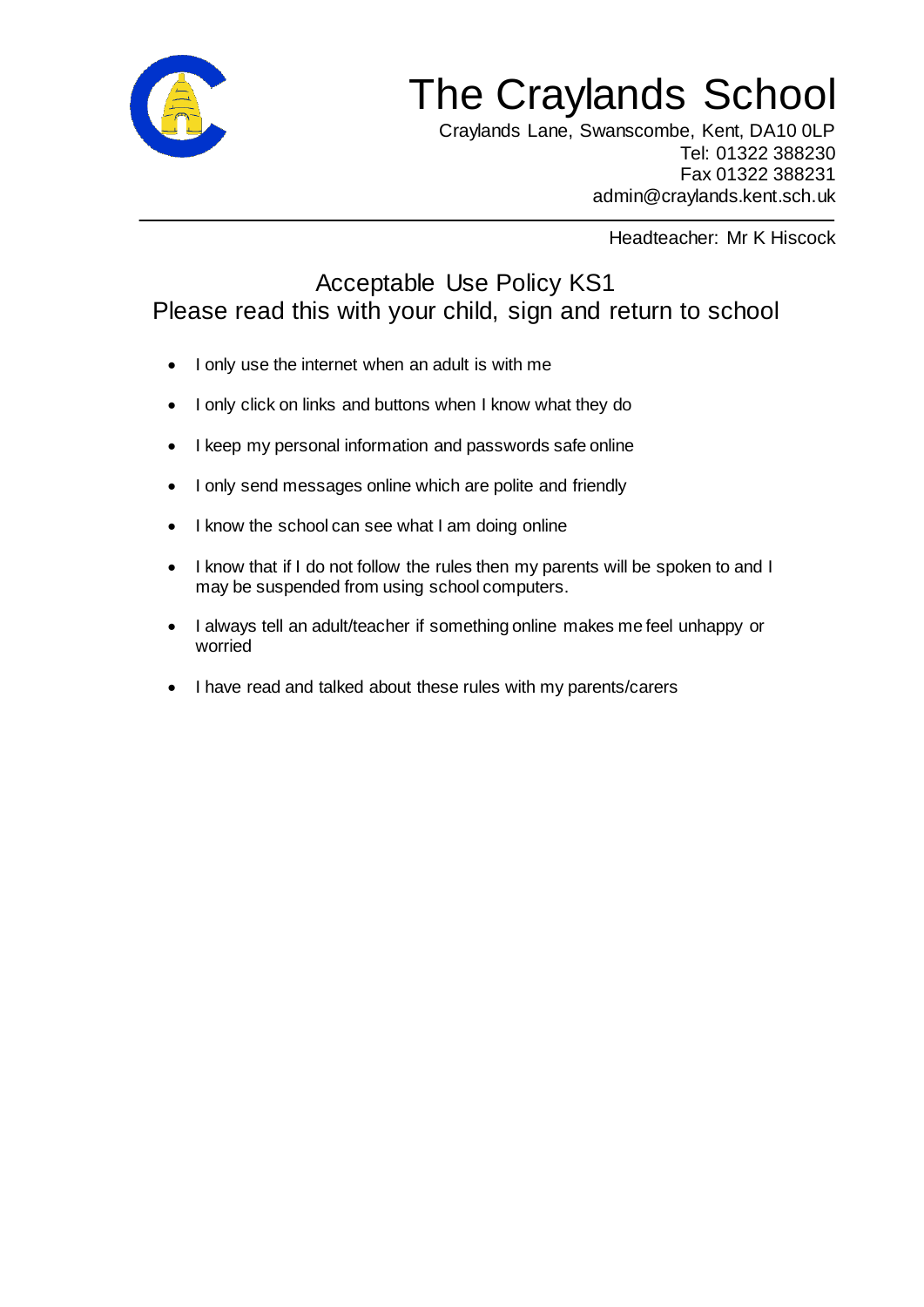# The Craylands School

Craylands Lane, Swanscombe, Kent, DA10 0LP
Tel: 01322 388230
Fax 01322 388231
admin@craylands.kent.sch.uk

Headteacher: Mr K Hiscock

## Acceptable Use Policy KS1
## Please read this with your child, sign and return to school

- I only use the internet when an adult is with me
- I only click on links and buttons when I know what they do
- I keep my personal information and passwords safe online
- I only send messages online which are polite and friendly
- I know the school can see what I am doing online
- I know that if I do not follow the rules then my parents will be spoken to and I may be suspended from using school computers.
- I always tell an adult/teacher if something online makes me feel unhappy or worried
- I have read and talked about these rules with my parents/carers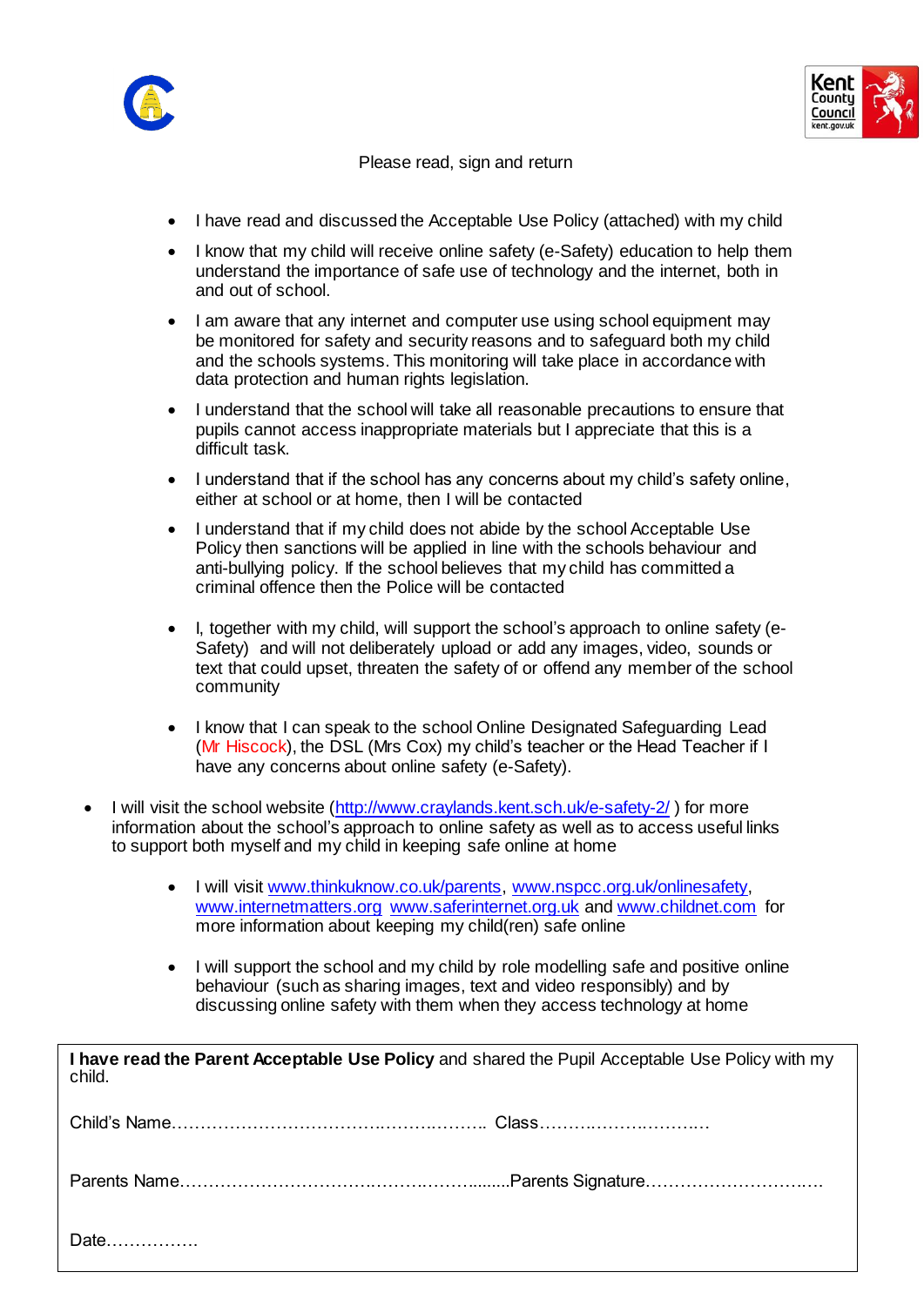Please read, sign and return

- I have read and discussed the Acceptable Use Policy (attached) with my child
- I know that my child will receive online safety (e-Safety) education to help them understand the importance of safe use of technology and the internet, both in and out of school.
- I am aware that any internet and computer use using school equipment may be monitored for safety and security reasons and to safeguard both my child and the schools systems. This monitoring will take place in accordance with data protection and human rights legislation.
- I understand that the school will take all reasonable precautions to ensure that pupils cannot access inappropriate materials but I appreciate that this is a difficult task.
- I understand that if the school has any concerns about my child's safety online, either at school or at home, then I will be contacted
- I understand that if my child does not abide by the school Acceptable Use Policy then sanctions will be applied in line with the schools behaviour and anti-bullying policy. If the school believes that my child has committed a criminal offence then the Police will be contacted
- I, together with my child, will support the school's approach to online safety (e-Safety) and will not deliberately upload or add any images, video, sounds or text that could upset, threaten the safety of or offend any member of the school community
- I know that I can speak to the school Online Designated Safeguarding Lead (Mr Hiscock), the DSL (Mrs Cox) my child's teacher or the Head Teacher if I have any concerns about online safety (e-Safety).
- I will visit the school website (http://www.craylands.kent.sch.uk/e-safety-2/ ) for more information about the school's approach to online safety as well as to access useful links to support both myself and my child in keeping safe online at home
- I will visit www.thinkuknow.co.uk/parents, www.nspcc.org.uk/onlinesafety, www.internetmatters.org www.saferinternet.org.uk and www.childnet.com for more information about keeping my child(ren) safe online
- I will support the school and my child by role modelling safe and positive online behaviour (such as sharing images, text and video responsibly) and by discussing online safety with them when they access technology at home

**I have read the Parent Acceptable Use Policy** and shared the Pupil Acceptable Use Policy with my child.

Child's Name………………………………………………….. Class……………………………

Parents Name………………………………………………….Parents Signature……………………………

Date…………….